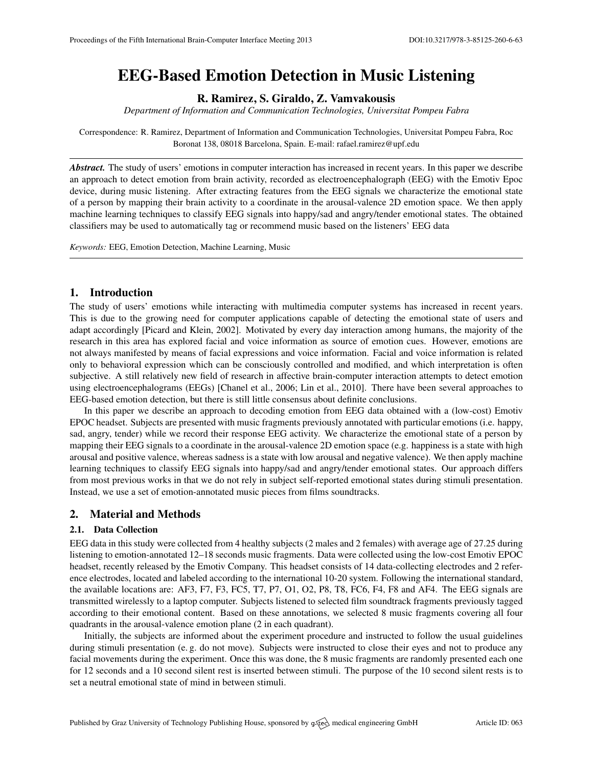# EEG-Based Emotion Detection in Music Listening

**R. Ramirez, S. Giraldo, Z. Vamvakousis**

*Department of Information and Communication Technologies, Universitat Pompeu Fabra*

Correspondence: R. Ramirez, Department of Information and Communication Technologies, Universitat Pompeu Fabra, Roc Boronat 138, 08018 Barcelona, Spain. E-mail: rafael.ramirez@upf.edu

***Abstract.*** The study of users' emotions in computer interaction has increased in recent years. In this paper we describe an approach to detect emotion from brain activity, recorded as electroencephalograph (EEG) with the Emotiv Epoc device, during music listening. After extracting features from the EEG signals we characterize the emotional state of a person by mapping their brain activity to a coordinate in the arousal-valence 2D emotion space. We then apply machine learning techniques to classify EEG signals into happy/sad and angry/tender emotional states. The obtained classifiers may be used to automatically tag or recommend music based on the listeners' EEG data

*Keywords:* EEG, Emotion Detection, Machine Learning, Music

## 1. Introduction

The study of users' emotions while interacting with multimedia computer systems has increased in recent years. This is due to the growing need for computer applications capable of detecting the emotional state of users and adapt accordingly [Picard and Klein, 2002]. Motivated by every day interaction among humans, the majority of the research in this area has explored facial and voice information as source of emotion cues. However, emotions are not always manifested by means of facial expressions and voice information. Facial and voice information is related only to behavioral expression which can be consciously controlled and modified, and which interpretation is often subjective. A still relatively new field of research in affective brain-computer interaction attempts to detect emotion using electroencephalograms (EEGs) [Chanel et al., 2006; Lin et al., 2010]. There have been several approaches to EEG-based emotion detection, but there is still little consensus about definite conclusions.

In this paper we describe an approach to decoding emotion from EEG data obtained with a (low-cost) Emotiv EPOC headset. Subjects are presented with music fragments previously annotated with particular emotions (i.e. happy, sad, angry, tender) while we record their response EEG activity. We characterize the emotional state of a person by mapping their EEG signals to a coordinate in the arousal-valence 2D emotion space (e.g. happiness is a state with high arousal and positive valence, whereas sadness is a state with low arousal and negative valence). We then apply machine learning techniques to classify EEG signals into happy/sad and angry/tender emotional states. Our approach differs from most previous works in that we do not rely in subject self-reported emotional states during stimuli presentation. Instead, we use a set of emotion-annotated music pieces from films soundtracks.

## 2. Material and Methods

### 2.1. Data Collection

EEG data in this study were collected from 4 healthy subjects (2 males and 2 females) with average age of 27.25 during listening to emotion-annotated 12–18 seconds music fragments. Data were collected using the low-cost Emotiv EPOC headset, recently released by the Emotiv Company. This headset consists of 14 data-collecting electrodes and 2 reference electrodes, located and labeled according to the international 10-20 system. Following the international standard, the available locations are: AF3, F7, F3, FC5, T7, P7, O1, O2, P8, T8, FC6, F4, F8 and AF4. The EEG signals are transmitted wirelessly to a laptop computer. Subjects listened to selected film soundtrack fragments previously tagged according to their emotional content. Based on these annotations, we selected 8 music fragments covering all four quadrants in the arousal-valence emotion plane (2 in each quadrant).

Initially, the subjects are informed about the experiment procedure and instructed to follow the usual guidelines during stimuli presentation (e. g. do not move). Subjects were instructed to close their eyes and not to produce any facial movements during the experiment. Once this was done, the 8 music fragments are randomly presented each one for 12 seconds and a 10 second silent rest is inserted between stimuli. The purpose of the 10 second silent rests is to set a neutral emotional state of mind in between stimuli.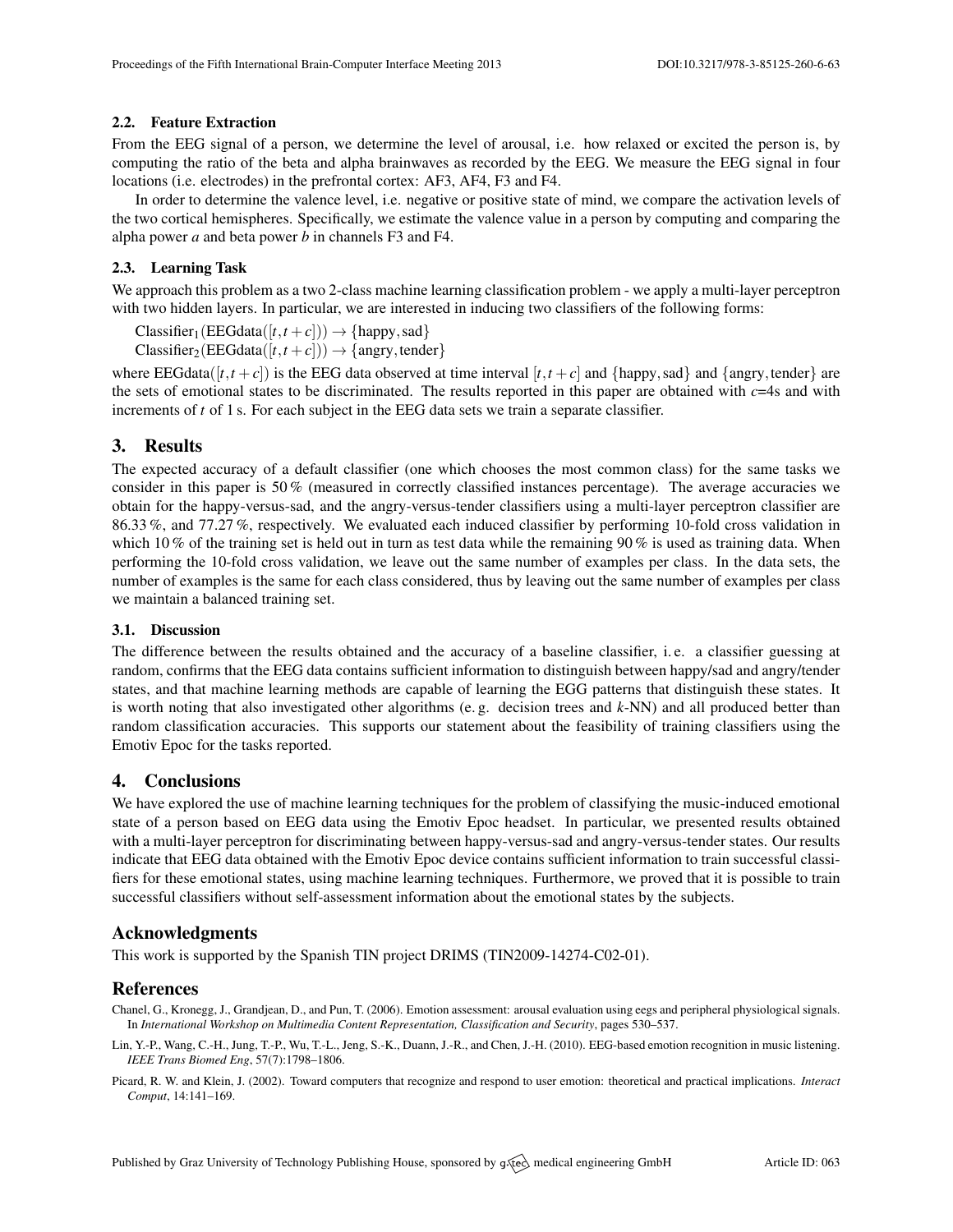### 2.2. Feature Extraction

From the EEG signal of a person, we determine the level of arousal, i.e. how relaxed or excited the person is, by computing the ratio of the beta and alpha brainwaves as recorded by the EEG. We measure the EEG signal in four locations (i.e. electrodes) in the prefrontal cortex: AF3, AF4, F3 and F4.

In order to determine the valence level, i.e. negative or positive state of mind, we compare the activation levels of the two cortical hemispheres. Specifically, we estimate the valence value in a person by computing and comparing the alpha power $a$ and beta power $b$ in channels F3 and F4.

### 2.3. Learning Task

We approach this problem as a two 2-class machine learning classification problem - we apply a multi-layer perceptron with two hidden layers. In particular, we are interested in inducing two classifiers of the following forms:

$\text{Classifier}_1(\text{EEGdata}([t, t+c])) \rightarrow \{\text{happy}, \text{sad}\}$
$\text{Classifier}_2(\text{EEGdata}([t, t+c])) \rightarrow \{\text{angry}, \text{tender}\}$

where $\text{EEGdata}([t, t+c])$ is the EEG data observed at time interval $[t, t+c]$ and $\{\text{happy}, \text{sad}\}$ and $\{\text{angry}, \text{tender}\}$ are the sets of emotional states to be discriminated. The results reported in this paper are obtained with $c$=4s and with increments of $t$ of 1 s. For each subject in the EEG data sets we train a separate classifier.

## 3. Results

The expected accuracy of a default classifier (one which chooses the most common class) for the same tasks we consider in this paper is 50 % (measured in correctly classified instances percentage). The average accuracies we obtain for the happy-versus-sad, and the angry-versus-tender classifiers using a multi-layer perceptron classifier are 86.33 %, and 77.27 %, respectively. We evaluated each induced classifier by performing 10-fold cross validation in which 10 % of the training set is held out in turn as test data while the remaining 90 % is used as training data. When performing the 10-fold cross validation, we leave out the same number of examples per class. In the data sets, the number of examples is the same for each class considered, thus by leaving out the same number of examples per class we maintain a balanced training set.

### 3.1. Discussion

The difference between the results obtained and the accuracy of a baseline classifier, i. e. a classifier guessing at random, confirms that the EEG data contains sufficient information to distinguish between happy/sad and angry/tender states, and that machine learning methods are capable of learning the EGG patterns that distinguish these states. It is worth noting that also investigated other algorithms (e. g. decision trees and $k$-NN) and all produced better than random classification accuracies. This supports our statement about the feasibility of training classifiers using the Emotiv Epoc for the tasks reported.

## 4. Conclusions

We have explored the use of machine learning techniques for the problem of classifying the music-induced emotional state of a person based on EEG data using the Emotiv Epoc headset. In particular, we presented results obtained with a multi-layer perceptron for discriminating between happy-versus-sad and angry-versus-tender states. Our results indicate that EEG data obtained with the Emotiv Epoc device contains sufficient information to train successful classifiers for these emotional states, using machine learning techniques. Furthermore, we proved that it is possible to train successful classifiers without self-assessment information about the emotional states by the subjects.

## Acknowledgments

This work is supported by the Spanish TIN project DRIMS (TIN2009-14274-C02-01).

## References

Chanel, G., Kronegg, J., Grandjean, D., and Pun, T. (2006). Emotion assessment: arousal evaluation using eegs and peripheral physiological signals. In *International Workshop on Multimedia Content Representation, Classification and Security*, pages 530–537.

Lin, Y.-P., Wang, C.-H., Jung, T.-P., Wu, T.-L., Jeng, S.-K., Duann, J.-R., and Chen, J.-H. (2010). EEG-based emotion recognition in music listening. *IEEE Trans Biomed Eng*, 57(7):1798–1806.

Picard, R. W. and Klein, J. (2002). Toward computers that recognize and respond to user emotion: theoretical and practical implications. *Interact Comput*, 14:141–169.